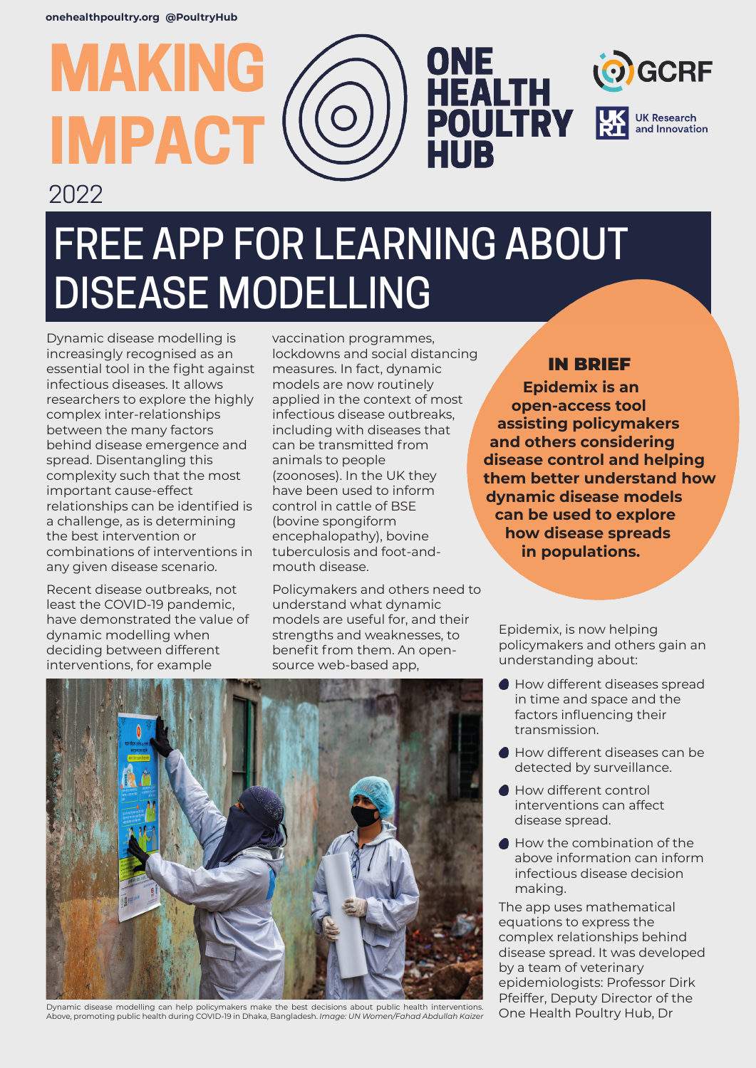onehealthpoultry.org @PoultryHub

# MAKING IMPACT

ONE HEALTH POULTRY HUB

GCRF

UK Research and Innovation

2022

# FREE APP FOR LEARNING ABOUT DISEASE MODELLING

Dynamic disease modelling is increasingly recognised as an essential tool in the fight against infectious diseases. It allows researchers to explore the highly complex inter-relationships between the many factors behind disease emergence and spread. Disentangling this complexity such that the most important cause-effect relationships can be identified is a challenge, as is determining the best intervention or combinations of interventions in any given disease scenario.

Recent disease outbreaks, not least the COVID-19 pandemic, have demonstrated the value of dynamic modelling when deciding between different interventions, for example vaccination programmes, lockdowns and social distancing measures. In fact, dynamic models are now routinely applied in the context of most infectious disease outbreaks, including with diseases that can be transmitted from animals to people (zoonoses). In the UK they have been used to inform control in cattle of BSE (bovine spongiform encephalopathy), bovine tuberculosis and foot-and-mouth disease.

Policymakers and others need to understand what dynamic models are useful for, and their strengths and weaknesses, to benefit from them. An open-source web-based app, Epidemix, is now helping policymakers and others gain an understanding about:

- How different diseases spread in time and space and the factors influencing their transmission.
- How different diseases can be detected by surveillance.
- How different control interventions can affect disease spread.
- How the combination of the above information can inform infectious disease decision making.

The app uses mathematical equations to express the complex relationships behind disease spread. It was developed by a team of veterinary epidemiologists: Professor Dirk Pfeiffer, Deputy Director of the One Health Poultry Hub, Dr

## IN BRIEF

**Epidemix is an open-access tool assisting policymakers and others considering disease control and helping them better understand how dynamic disease models can be used to explore how disease spreads in populations.**

Dynamic disease modelling can help policymakers make the best decisions about public health interventions. Above, promoting public health during COVID-19 in Dhaka, Bangladesh. *Image: UN Women/Fahad Abdullah Kaizer*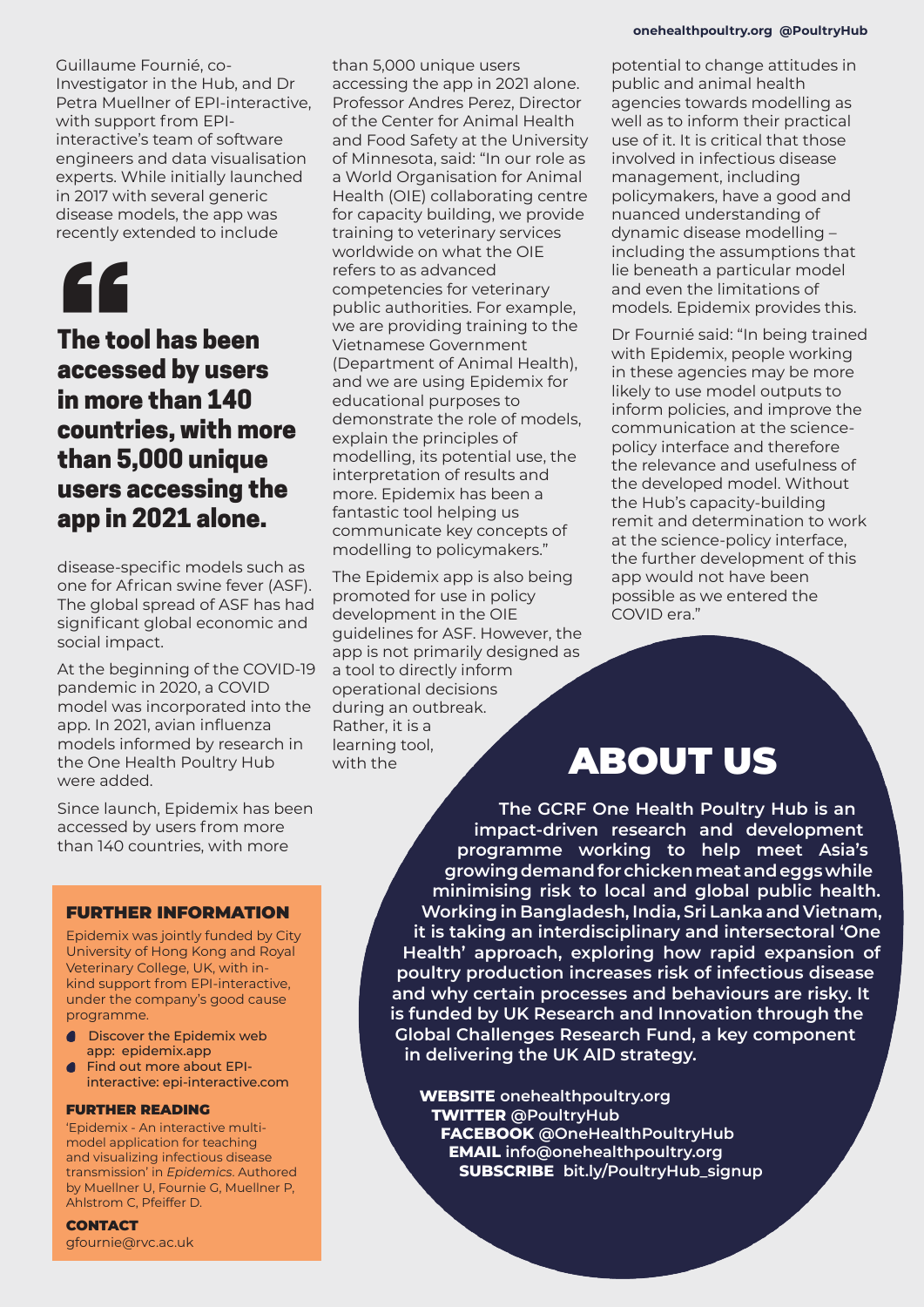Guillaume Fournié, co-Investigator in the Hub, and Dr Petra Muellner of EPI-interactive, with support from EPI-interactive's team of software engineers and data visualisation experts. While initially launched in 2017 with several generic disease models, the app was recently extended to include disease-specific models such as one for African swine fever (ASF). The global spread of ASF has had significant global economic and social impact.

> **The tool has been accessed by users in more than 140 countries, with more than 5,000 unique users accessing the app in 2021 alone.**

At the beginning of the COVID-19 pandemic in 2020, a COVID model was incorporated into the app. In 2021, avian influenza models informed by research in the One Health Poultry Hub were added.

Since launch, Epidemix has been accessed by users from more than 140 countries, with more than 5,000 unique users accessing the app in 2021 alone. Professor Andres Perez, Director of the Center for Animal Health and Food Safety at the University of Minnesota, said: "In our role as a World Organisation for Animal Health (OIE) collaborating centre for capacity building, we provide training to veterinary services worldwide on what the OIE refers to as advanced competencies for veterinary public authorities. For example, we are providing training to the Vietnamese Government (Department of Animal Health), and we are using Epidemix for educational purposes to demonstrate the role of models, explain the principles of modelling, its potential use, the interpretation of results and more. Epidemix has been a fantastic tool helping us communicate key concepts of modelling to policymakers."

The Epidemix app is also being promoted for use in policy development in the OIE guidelines for ASF. However, the app is not primarily designed as a tool to directly inform operational decisions during an outbreak. Rather, it is a learning tool, with the potential to change attitudes in public and animal health agencies towards modelling as well as to inform their practical use of it. It is critical that those involved in infectious disease management, including policymakers, have a good and nuanced understanding of dynamic disease modelling – including the assumptions that lie beneath a particular model and even the limitations of models. Epidemix provides this.

Dr Fournié said: "In being trained with Epidemix, people working in these agencies may be more likely to use model outputs to inform policies, and improve the communication at the science-policy interface and therefore the relevance and usefulness of the developed model. Without the Hub's capacity-building remit and determination to work at the science-policy interface, the further development of this app would not have been possible as we entered the COVID era."

## FURTHER INFORMATION

Epidemix was jointly funded by City University of Hong Kong and Royal Veterinary College, UK, with in-kind support from EPI-interactive, under the company's good cause programme.

- Discover the Epidemix web app: epidemix.app
- Find out more about EPI-interactive: epi-interactive.com

### FURTHER READING

'Epidemix - An interactive multi-model application for teaching and visualizing infectious disease transmission' in *Epidemics*. Authored by Muellner U, Fournie G, Muellner P, Ahlstrom C, Pfeiffer D.

### CONTACT

gfournie@rvc.ac.uk

## ABOUT US

**The GCRF One Health Poultry Hub is an impact-driven research and development programme working to help meet Asia's growing demand for chicken meat and eggs while minimising risk to local and global public health. Working in Bangladesh, India, Sri Lanka and Vietnam, it is taking an interdisciplinary and intersectoral 'One Health' approach, exploring how rapid expansion of poultry production increases risk of infectious disease and why certain processes and behaviours are risky. It is funded by UK Research and Innovation through the Global Challenges Research Fund, a key component in delivering the UK AID strategy.**

**WEBSITE** onehealthpoultry.org
**TWITTER** @PoultryHub
**FACEBOOK** @OneHealthPoultryHub
**EMAIL** info@onehealthpoultry.org
**SUBSCRIBE** bit.ly/PoultryHub_signup